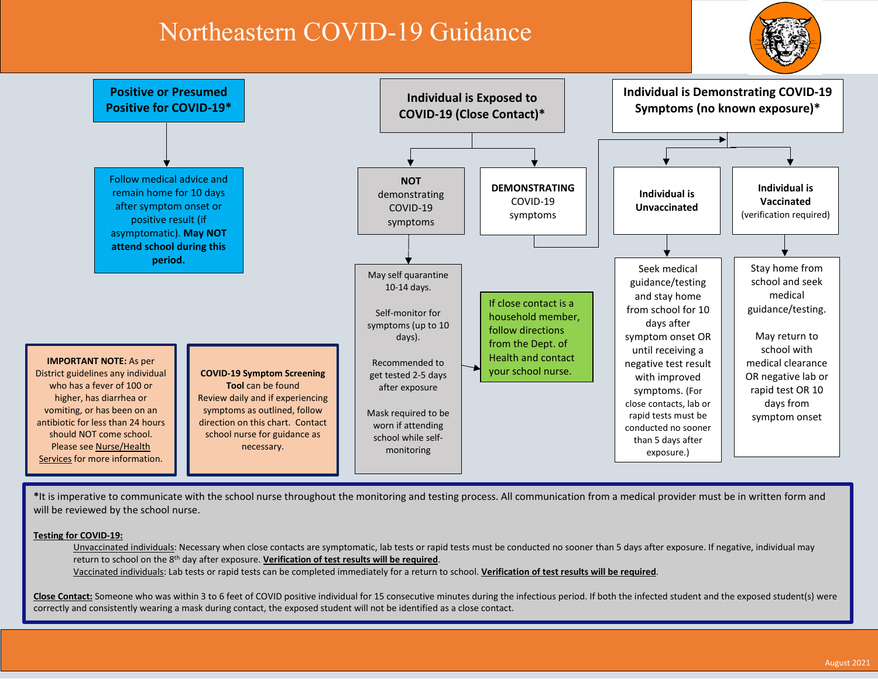# Northeastern COVID-19 Guidance

## Positive or Presumed Positive for COVID-19*

Follow medical advice and remain home for 10 days after symptom onset or positive result (if asymptomatic). **May NOT attend school during this period.**

## Individual is Exposed to COVID-19 (Close Contact)*

**NOT** demonstrating COVID-19 symptoms

May self quarantine 10-14 days.

Self-monitor for symptoms (up to 10 days).

Recommended to get tested 2-5 days after exposure

Mask required to be worn if attending school while self-monitoring

If close contact is a household member, follow directions from the Dept. of Health and contact your school nurse.

**DEMONSTRATING** COVID-19 symptoms

## Individual is Demonstrating COVID-19 Symptoms (no known exposure)*

**Individual is Unvaccinated**

Seek medical guidance/testing and stay home from school for 10 days after symptom onset OR until receiving a negative test result with improved symptoms. (For close contacts, lab or rapid tests must be conducted no sooner than 5 days after exposure.)

**Individual is Vaccinated** (verification required)

Stay home from school and seek medical guidance/testing.

May return to school with medical clearance OR negative lab or rapid test OR 10 days from symptom onset

**IMPORTANT NOTE:** As per District guidelines any individual who has a fever of 100 or higher, has diarrhea or vomiting, or has been on an antibiotic for less than 24 hours should NOT come school. Please see Nurse/Health Services for more information.

**COVID-19 Symptom Screening Tool** can be found Review daily and if experiencing symptoms as outlined, follow direction on this chart. Contact school nurse for guidance as necessary.

*It is imperative to communicate with the school nurse throughout the monitoring and testing process. All communication from a medical provider must be in written form and will be reviewed by the school nurse.

**Testing for COVID-19:**

Unvaccinated individuals: Necessary when close contacts are symptomatic, lab tests or rapid tests must be conducted no sooner than 5 days after exposure. If negative, individual may return to school on the 8th day after exposure. **Verification of test results will be required**.

Vaccinated individuals: Lab tests or rapid tests can be completed immediately for a return to school. **Verification of test results will be required**.

**Close Contact:** Someone who was within 3 to 6 feet of COVID positive individual for 15 consecutive minutes during the infectious period. If both the infected student and the exposed student(s) were correctly and consistently wearing a mask during contact, the exposed student will not be identified as a close contact.

August 2021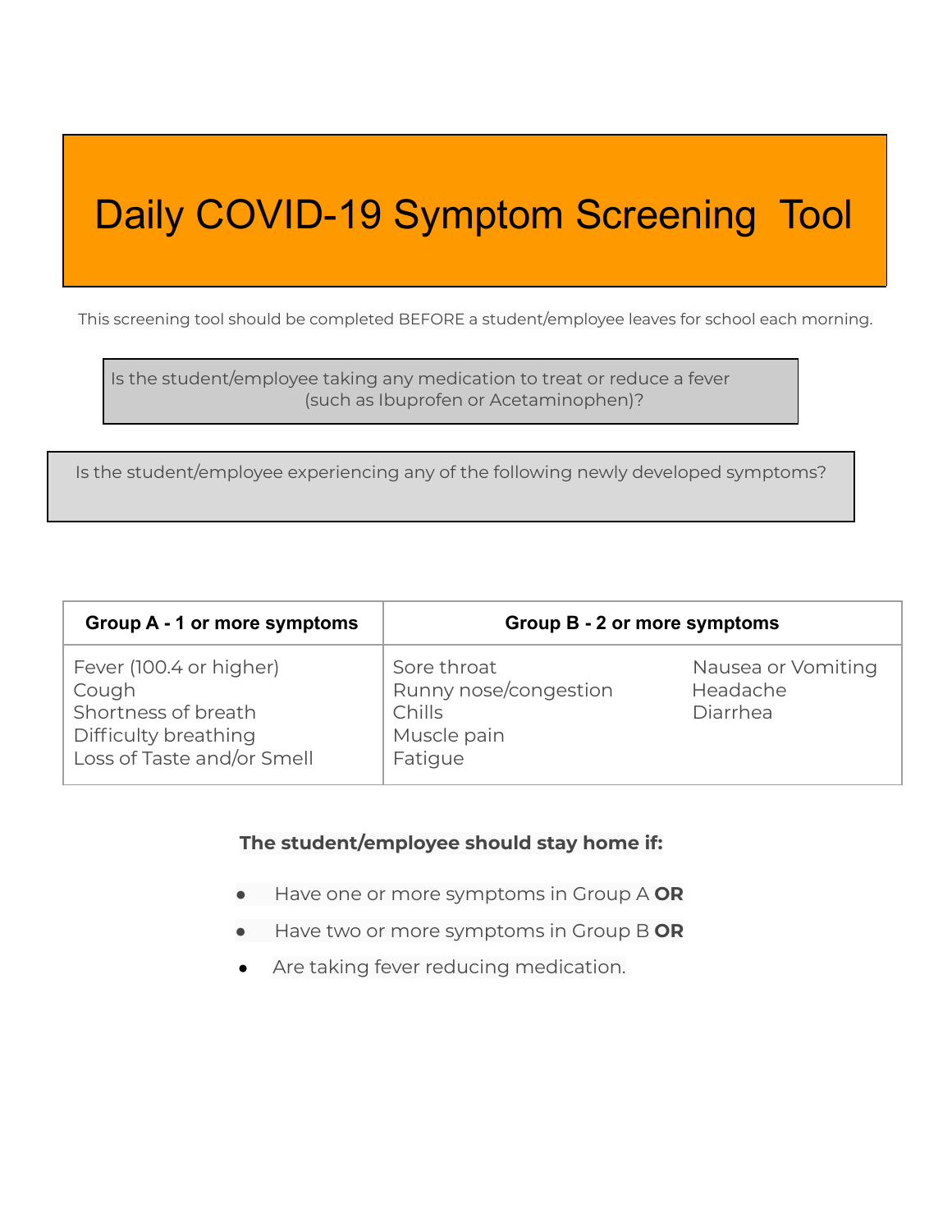# Daily COVID-19 Symptom Screening Tool

This screening tool should be completed BEFORE a student/employee leaves for school each morning.

Is the student/employee taking any medication to treat or reduce a fever (such as Ibuprofen or Acetaminophen)?

Is the student/employee experiencing any of the following newly developed symptoms?

| Group A - 1 or more symptoms | Group B - 2 or more symptoms | |
|---|---|---|
| Fever (100.4 or higher)<br>Cough<br>Shortness of breath<br>Difficulty breathing<br>Loss of Taste and/or Smell | Sore throat<br>Runny nose/congestion<br>Chills<br>Muscle pain<br>Fatigue | Nausea or Vomiting<br>Headache<br>Diarrhea |

**The student/employee should stay home if:**

- Have one or more symptoms in Group A **OR**
- Have two or more symptoms in Group B **OR**
- Are taking fever reducing medication.